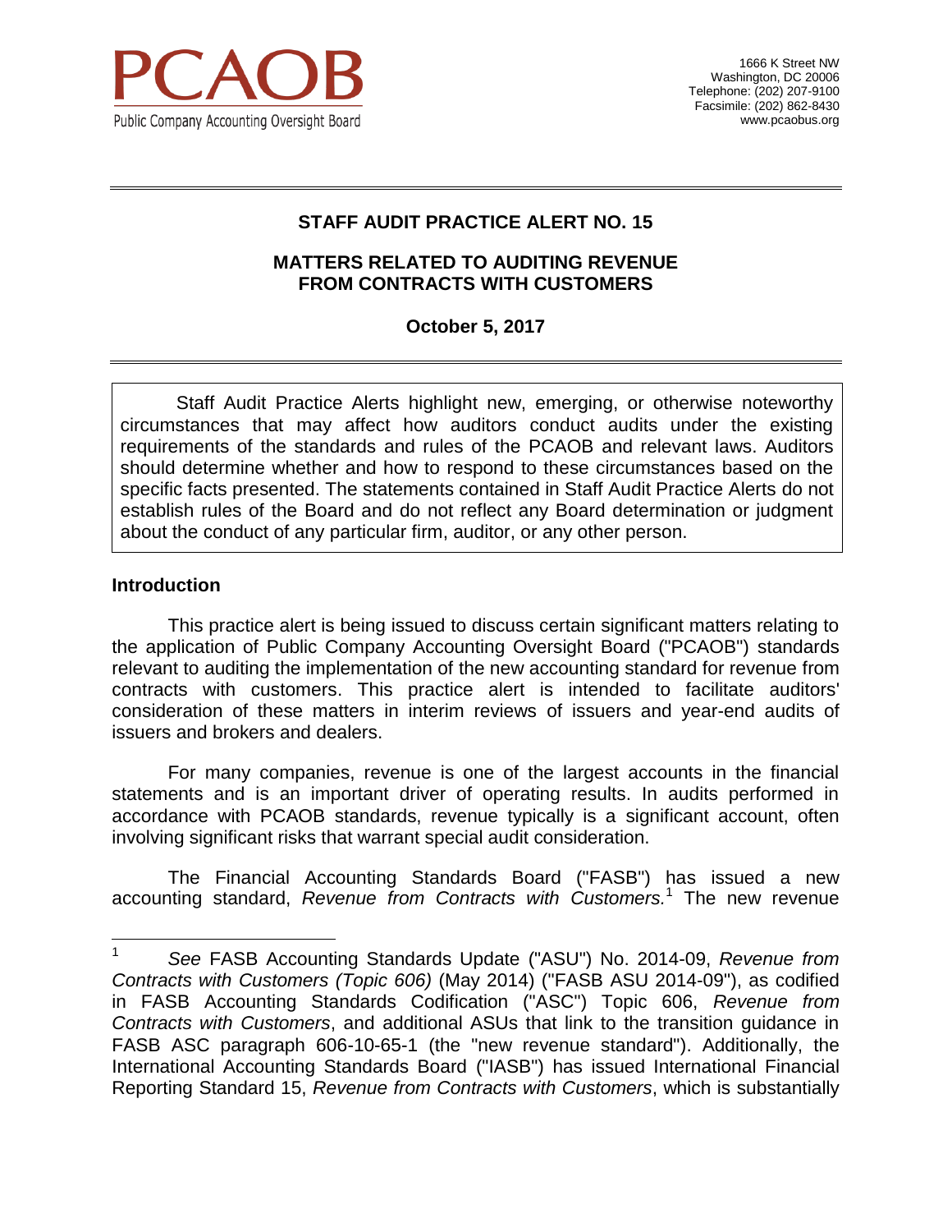PCAOB

Public Company Accounting Oversight Board

1666 K Street NW
Washington, DC 20006
Telephone: (202) 207-9100
Facsimile: (202) 862-8430
www.pcaobus.org

---

# STAFF AUDIT PRACTICE ALERT NO. 15

## MATTERS RELATED TO AUDITING REVENUE FROM CONTRACTS WITH CUSTOMERS

**October 5, 2017**

---

> Staff Audit Practice Alerts highlight new, emerging, or otherwise noteworthy circumstances that may affect how auditors conduct audits under the existing requirements of the standards and rules of the PCAOB and relevant laws. Auditors should determine whether and how to respond to these circumstances based on the specific facts presented. The statements contained in Staff Audit Practice Alerts do not establish rules of the Board and do not reflect any Board determination or judgment about the conduct of any particular firm, auditor, or any other person.

### Introduction

This practice alert is being issued to discuss certain significant matters relating to the application of Public Company Accounting Oversight Board ("PCAOB") standards relevant to auditing the implementation of the new accounting standard for revenue from contracts with customers. This practice alert is intended to facilitate auditors' consideration of these matters in interim reviews of issuers and year-end audits of issuers and brokers and dealers.

For many companies, revenue is one of the largest accounts in the financial statements and is an important driver of operating results. In audits performed in accordance with PCAOB standards, revenue typically is a significant account, often involving significant risks that warrant special audit consideration.

The Financial Accounting Standards Board ("FASB") has issued a new accounting standard, *Revenue from Contracts with Customers.*[1] The new revenue

---

[1] *See* FASB Accounting Standards Update ("ASU") No. 2014-09, *Revenue from Contracts with Customers (Topic 606)* (May 2014) ("FASB ASU 2014-09"), as codified in FASB Accounting Standards Codification ("ASC") Topic 606, *Revenue from Contracts with Customers*, and additional ASUs that link to the transition guidance in FASB ASC paragraph 606-10-65-1 (the "new revenue standard"). Additionally, the International Accounting Standards Board ("IASB") has issued International Financial Reporting Standard 15, *Revenue from Contracts with Customers*, which is substantially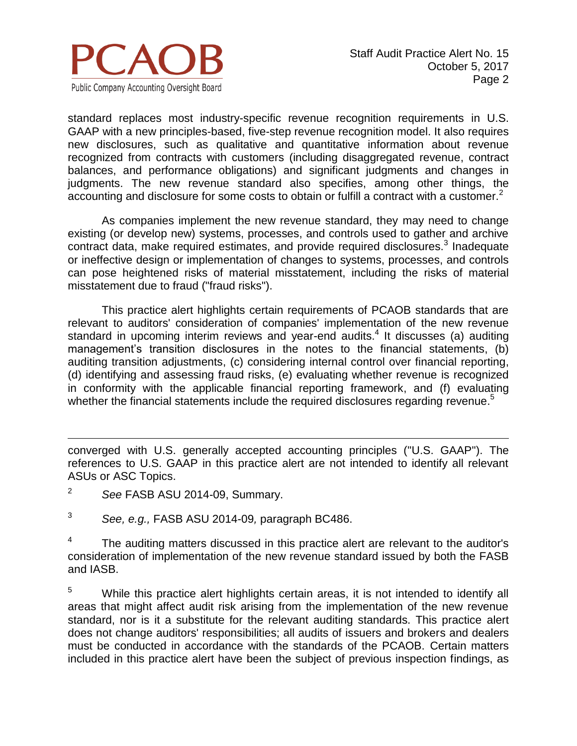standard replaces most industry-specific revenue recognition requirements in U.S. GAAP with a new principles-based, five-step revenue recognition model. It also requires new disclosures, such as qualitative and quantitative information about revenue recognized from contracts with customers (including disaggregated revenue, contract balances, and performance obligations) and significant judgments and changes in judgments. The new revenue standard also specifies, among other things, the accounting and disclosure for some costs to obtain or fulfill a contract with a customer.[2]

As companies implement the new revenue standard, they may need to change existing (or develop new) systems, processes, and controls used to gather and archive contract data, make required estimates, and provide required disclosures.[3] Inadequate or ineffective design or implementation of changes to systems, processes, and controls can pose heightened risks of material misstatement, including the risks of material misstatement due to fraud ("fraud risks").

This practice alert highlights certain requirements of PCAOB standards that are relevant to auditors' consideration of companies' implementation of the new revenue standard in upcoming interim reviews and year-end audits.[4] It discusses (a) auditing management's transition disclosures in the notes to the financial statements, (b) auditing transition adjustments, (c) considering internal control over financial reporting, (d) identifying and assessing fraud risks, (e) evaluating whether revenue is recognized in conformity with the applicable financial reporting framework, and (f) evaluating whether the financial statements include the required disclosures regarding revenue.[5]

---

converged with U.S. generally accepted accounting principles ("U.S. GAAP"). The references to U.S. GAAP in this practice alert are not intended to identify all relevant ASUs or ASC Topics.

[2] *See* FASB ASU 2014-09, Summary.

[3] *See, e.g.,* FASB ASU 2014-09*,* paragraph BC486.

[4] The auditing matters discussed in this practice alert are relevant to the auditor's consideration of implementation of the new revenue standard issued by both the FASB and IASB.

[5] While this practice alert highlights certain areas, it is not intended to identify all areas that might affect audit risk arising from the implementation of the new revenue standard, nor is it a substitute for the relevant auditing standards. This practice alert does not change auditors' responsibilities; all audits of issuers and brokers and dealers must be conducted in accordance with the standards of the PCAOB. Certain matters included in this practice alert have been the subject of previous inspection findings, as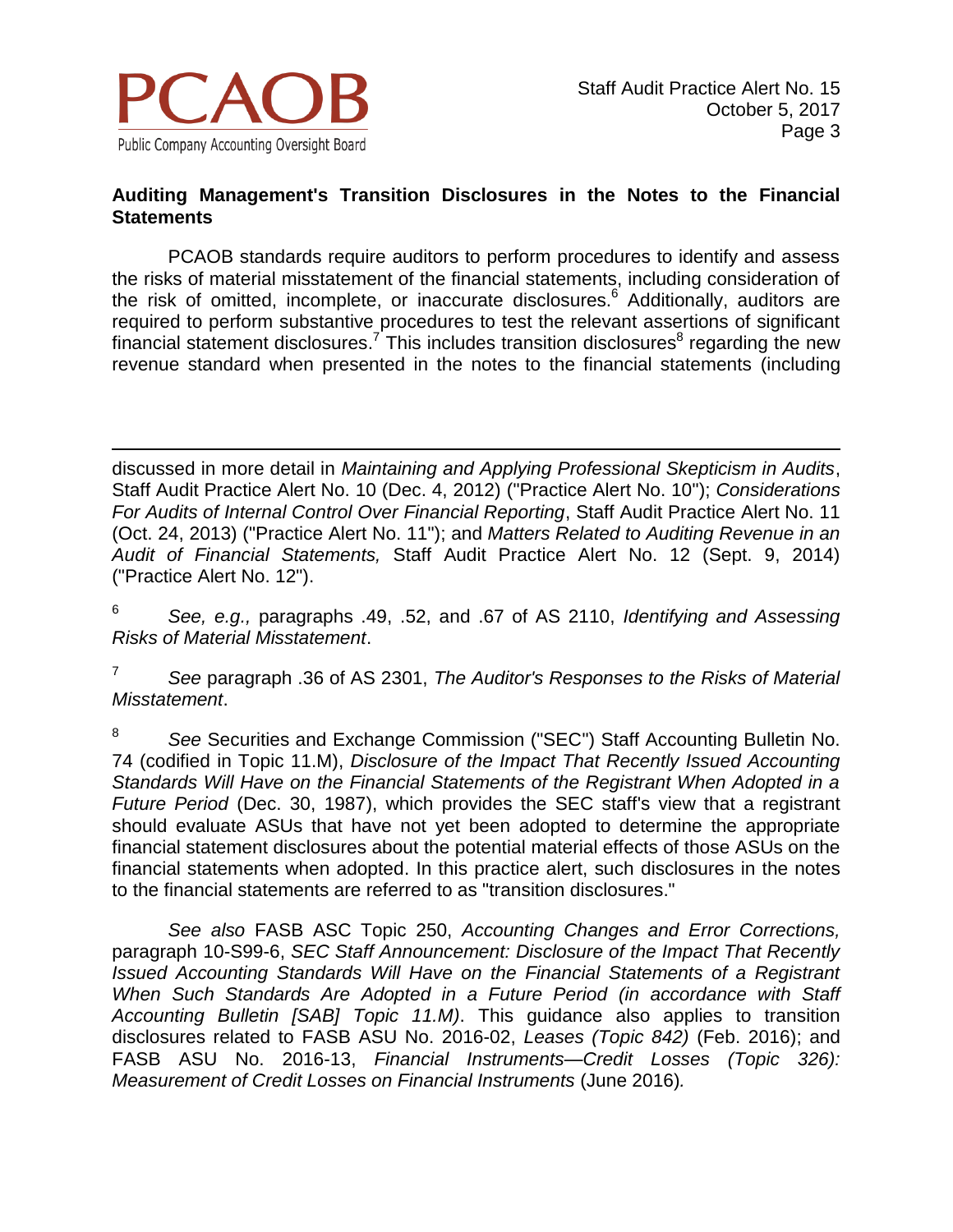## Auditing Management's Transition Disclosures in the Notes to the Financial Statements

PCAOB standards require auditors to perform procedures to identify and assess the risks of material misstatement of the financial statements, including consideration of the risk of omitted, incomplete, or inaccurate disclosures.[6] Additionally, auditors are required to perform substantive procedures to test the relevant assertions of significant financial statement disclosures.[7] This includes transition disclosures[8] regarding the new revenue standard when presented in the notes to the financial statements (including

---

discussed in more detail in *Maintaining and Applying Professional Skepticism in Audits*, Staff Audit Practice Alert No. 10 (Dec. 4, 2012) ("Practice Alert No. 10"); *Considerations For Audits of Internal Control Over Financial Reporting*, Staff Audit Practice Alert No. 11 (Oct. 24, 2013) ("Practice Alert No. 11"); and *Matters Related to Auditing Revenue in an Audit of Financial Statements,* Staff Audit Practice Alert No. 12 (Sept. 9, 2014) ("Practice Alert No. 12").

[6] *See, e.g.,* paragraphs .49, .52, and .67 of AS 2110, *Identifying and Assessing Risks of Material Misstatement*.

[7] *See* paragraph .36 of AS 2301, *The Auditor's Responses to the Risks of Material Misstatement*.

[8] *See* Securities and Exchange Commission ("SEC") Staff Accounting Bulletin No. 74 (codified in Topic 11.M), *Disclosure of the Impact That Recently Issued Accounting Standards Will Have on the Financial Statements of the Registrant When Adopted in a Future Period* (Dec. 30, 1987), which provides the SEC staff's view that a registrant should evaluate ASUs that have not yet been adopted to determine the appropriate financial statement disclosures about the potential material effects of those ASUs on the financial statements when adopted. In this practice alert, such disclosures in the notes to the financial statements are referred to as "transition disclosures."

*See also* FASB ASC Topic 250, *Accounting Changes and Error Corrections,* paragraph 10-S99-6, *SEC Staff Announcement: Disclosure of the Impact That Recently Issued Accounting Standards Will Have on the Financial Statements of a Registrant When Such Standards Are Adopted in a Future Period (in accordance with Staff Accounting Bulletin [SAB] Topic 11.M)*. This guidance also applies to transition disclosures related to FASB ASU No. 2016-02, *Leases (Topic 842)* (Feb. 2016); and FASB ASU No. 2016-13, *Financial Instruments—Credit Losses (Topic 326): Measurement of Credit Losses on Financial Instruments* (June 2016)*.*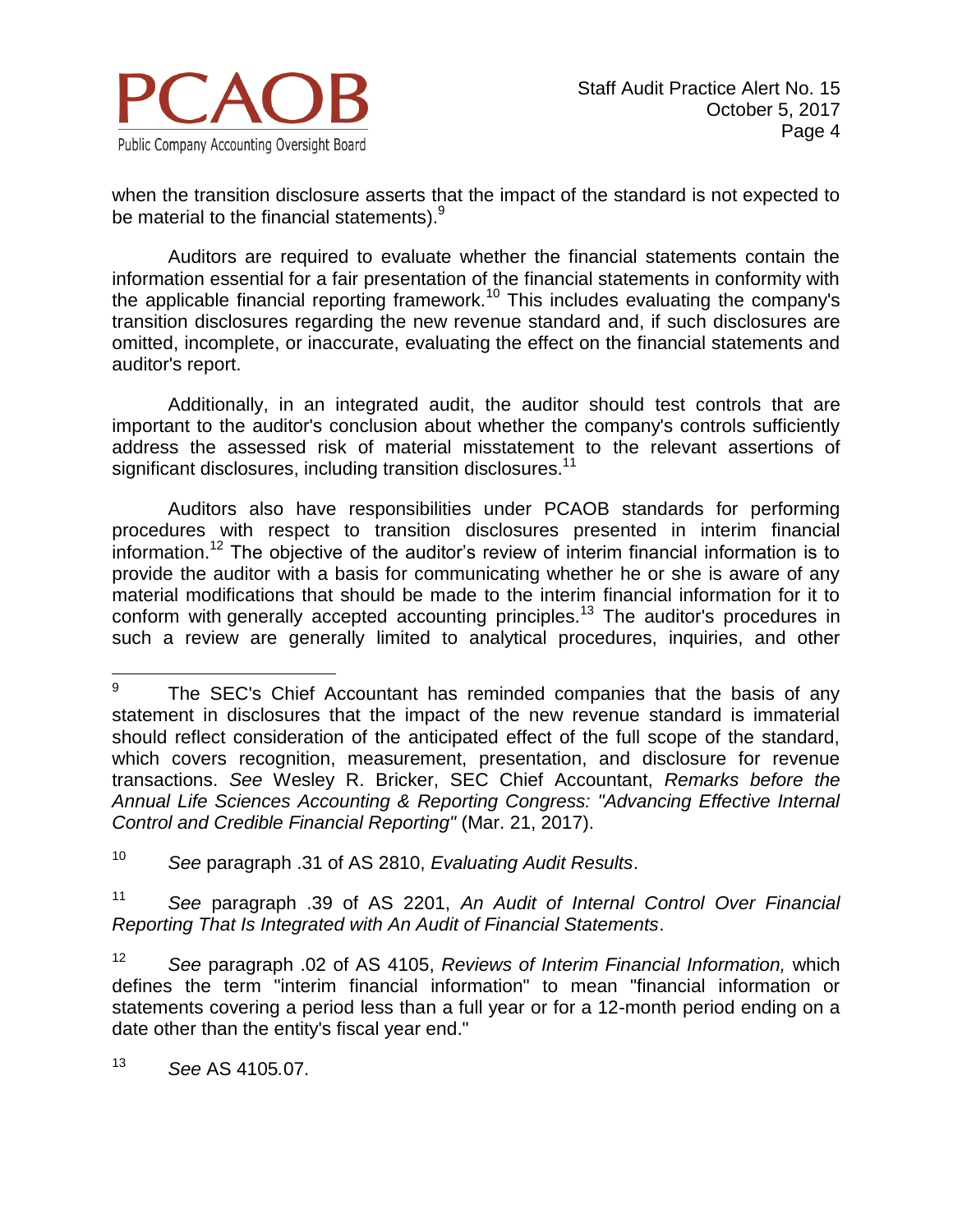when the transition disclosure asserts that the impact of the standard is not expected to be material to the financial statements).[9]

Auditors are required to evaluate whether the financial statements contain the information essential for a fair presentation of the financial statements in conformity with the applicable financial reporting framework.[10] This includes evaluating the company's transition disclosures regarding the new revenue standard and, if such disclosures are omitted, incomplete, or inaccurate, evaluating the effect on the financial statements and auditor's report.

Additionally, in an integrated audit, the auditor should test controls that are important to the auditor's conclusion about whether the company's controls sufficiently address the assessed risk of material misstatement to the relevant assertions of significant disclosures, including transition disclosures.[11]

Auditors also have responsibilities under PCAOB standards for performing procedures with respect to transition disclosures presented in interim financial information.[12] The objective of the auditor's review of interim financial information is to provide the auditor with a basis for communicating whether he or she is aware of any material modifications that should be made to the interim financial information for it to conform with generally accepted accounting principles.[13] The auditor's procedures in such a review are generally limited to analytical procedures, inquiries, and other

---

[9] The SEC's Chief Accountant has reminded companies that the basis of any statement in disclosures that the impact of the new revenue standard is immaterial should reflect consideration of the anticipated effect of the full scope of the standard, which covers recognition, measurement, presentation, and disclosure for revenue transactions. *See* Wesley R. Bricker, SEC Chief Accountant, *Remarks before the Annual Life Sciences Accounting & Reporting Congress: "Advancing Effective Internal Control and Credible Financial Reporting"* (Mar. 21, 2017).

[10] *See* paragraph .31 of AS 2810, *Evaluating Audit Results*.

[11] *See* paragraph .39 of AS 2201, *An Audit of Internal Control Over Financial Reporting That Is Integrated with An Audit of Financial Statements*.

[12] *See* paragraph .02 of AS 4105, *Reviews of Interim Financial Information,* which defines the term "interim financial information" to mean "financial information or statements covering a period less than a full year or for a 12-month period ending on a date other than the entity's fiscal year end."

[13] *See* AS 4105.07.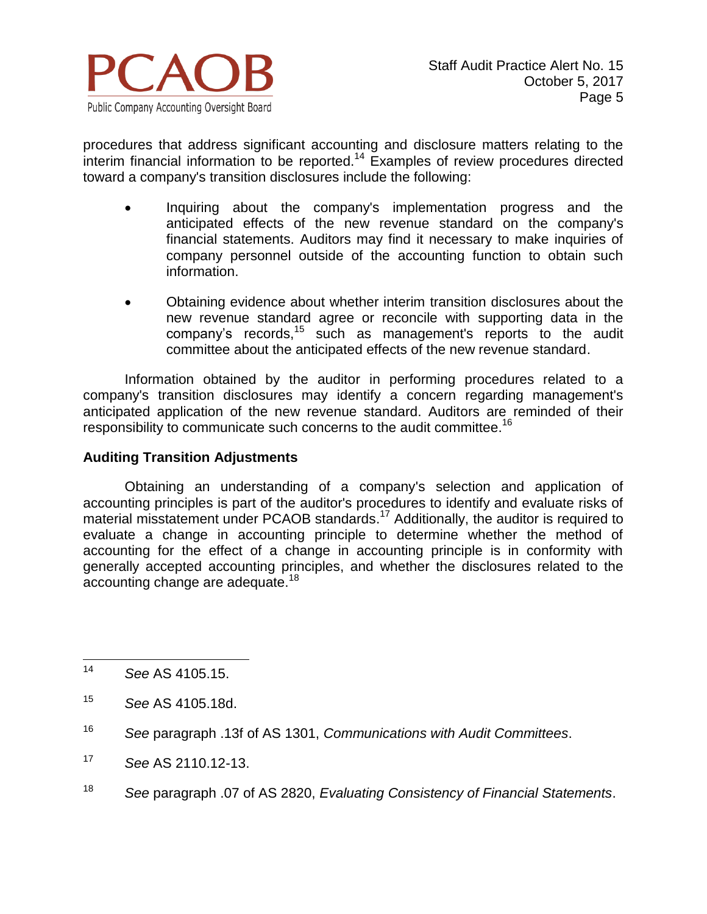procedures that address significant accounting and disclosure matters relating to the interim financial information to be reported.[14] Examples of review procedures directed toward a company's transition disclosures include the following:

- Inquiring about the company's implementation progress and the anticipated effects of the new revenue standard on the company's financial statements. Auditors may find it necessary to make inquiries of company personnel outside of the accounting function to obtain such information.

- Obtaining evidence about whether interim transition disclosures about the new revenue standard agree or reconcile with supporting data in the company's records,[15] such as management's reports to the audit committee about the anticipated effects of the new revenue standard.

Information obtained by the auditor in performing procedures related to a company's transition disclosures may identify a concern regarding management's anticipated application of the new revenue standard. Auditors are reminded of their responsibility to communicate such concerns to the audit committee.[16]

**Auditing Transition Adjustments**

Obtaining an understanding of a company's selection and application of accounting principles is part of the auditor's procedures to identify and evaluate risks of material misstatement under PCAOB standards.[17] Additionally, the auditor is required to evaluate a change in accounting principle to determine whether the method of accounting for the effect of a change in accounting principle is in conformity with generally accepted accounting principles, and whether the disclosures related to the accounting change are adequate.[18]

---

[14] *See* AS 4105.15.

[15] *See* AS 4105.18d.

[16] *See* paragraph .13f of AS 1301, *Communications with Audit Committees*.

[17] *See* AS 2110.12-13.

[18] *See* paragraph .07 of AS 2820, *Evaluating Consistency of Financial Statements*.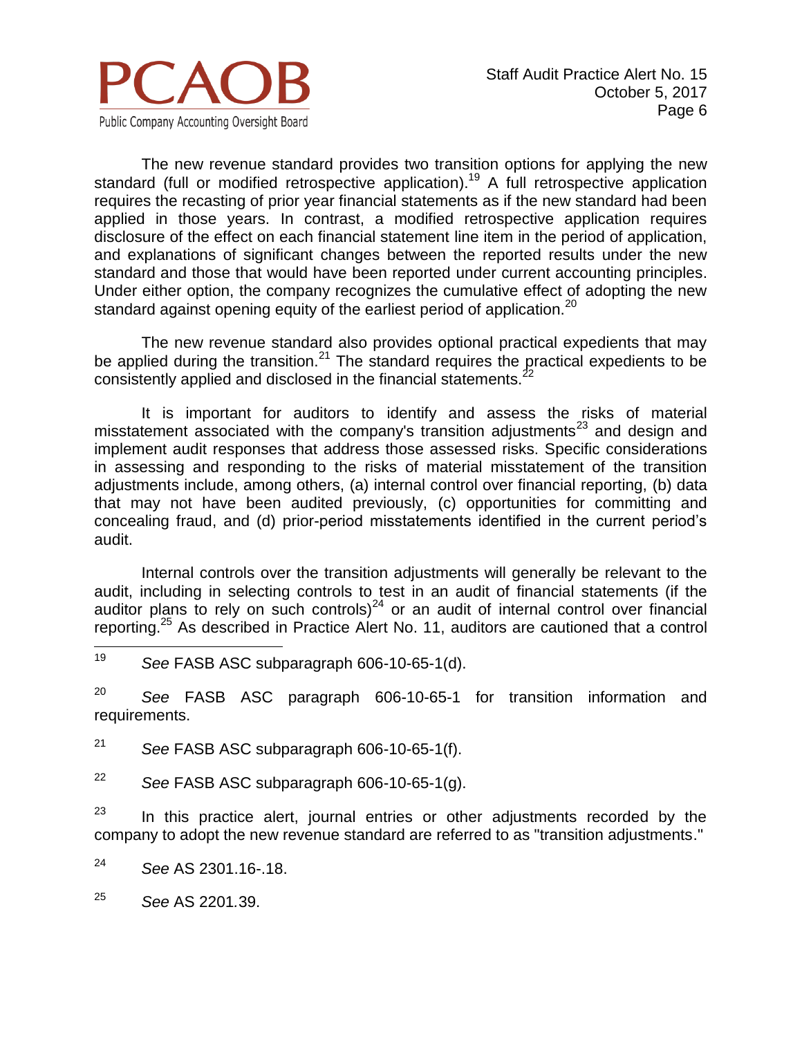The new revenue standard provides two transition options for applying the new standard (full or modified retrospective application).[19] A full retrospective application requires the recasting of prior year financial statements as if the new standard had been applied in those years. In contrast, a modified retrospective application requires disclosure of the effect on each financial statement line item in the period of application, and explanations of significant changes between the reported results under the new standard and those that would have been reported under current accounting principles. Under either option, the company recognizes the cumulative effect of adopting the new standard against opening equity of the earliest period of application.[20]

The new revenue standard also provides optional practical expedients that may be applied during the transition.[21] The standard requires the practical expedients to be consistently applied and disclosed in the financial statements.[22]

It is important for auditors to identify and assess the risks of material misstatement associated with the company's transition adjustments[23] and design and implement audit responses that address those assessed risks. Specific considerations in assessing and responding to the risks of material misstatement of the transition adjustments include, among others, (a) internal control over financial reporting, (b) data that may not have been audited previously, (c) opportunities for committing and concealing fraud, and (d) prior-period misstatements identified in the current period's audit.

Internal controls over the transition adjustments will generally be relevant to the audit, including in selecting controls to test in an audit of financial statements (if the auditor plans to rely on such controls)[24] or an audit of internal control over financial reporting.[25] As described in Practice Alert No. 11, auditors are cautioned that a control

---

[19] *See* FASB ASC subparagraph 606-10-65-1(d).

[20] *See* FASB ASC paragraph 606-10-65-1 for transition information and requirements.

[21] *See* FASB ASC subparagraph 606-10-65-1(f).

[22] *See* FASB ASC subparagraph 606-10-65-1(g).

[23] In this practice alert, journal entries or other adjustments recorded by the company to adopt the new revenue standard are referred to as "transition adjustments."

[24] *See* AS 2301.16-.18.

[25] *See* AS 2201.39.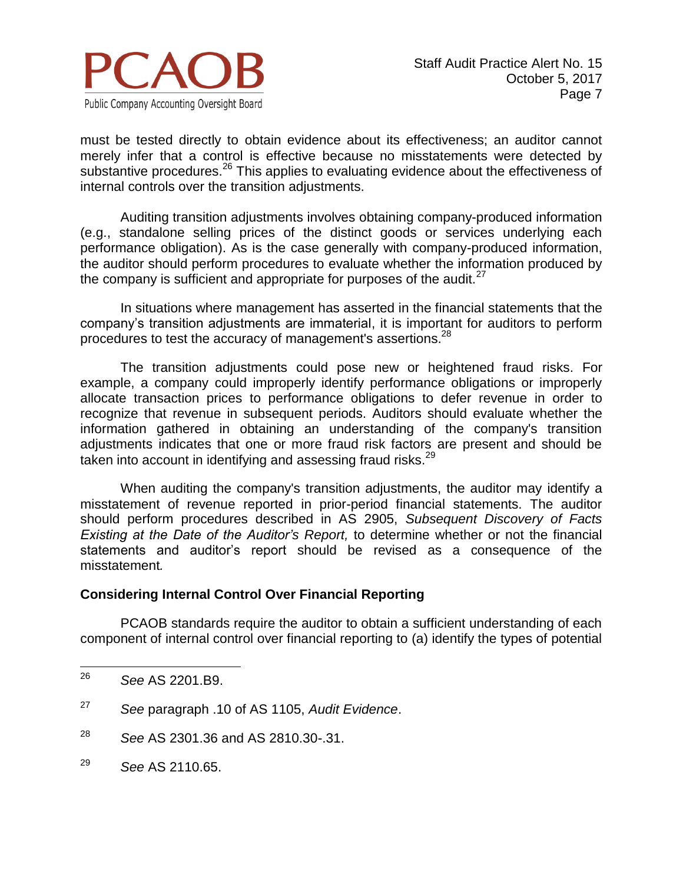must be tested directly to obtain evidence about its effectiveness; an auditor cannot merely infer that a control is effective because no misstatements were detected by substantive procedures.[26] This applies to evaluating evidence about the effectiveness of internal controls over the transition adjustments.

Auditing transition adjustments involves obtaining company-produced information (e.g., standalone selling prices of the distinct goods or services underlying each performance obligation). As is the case generally with company-produced information, the auditor should perform procedures to evaluate whether the information produced by the company is sufficient and appropriate for purposes of the audit.[27]

In situations where management has asserted in the financial statements that the company's transition adjustments are immaterial, it is important for auditors to perform procedures to test the accuracy of management's assertions.[28]

The transition adjustments could pose new or heightened fraud risks. For example, a company could improperly identify performance obligations or improperly allocate transaction prices to performance obligations to defer revenue in order to recognize that revenue in subsequent periods. Auditors should evaluate whether the information gathered in obtaining an understanding of the company's transition adjustments indicates that one or more fraud risk factors are present and should be taken into account in identifying and assessing fraud risks.[29]

When auditing the company's transition adjustments, the auditor may identify a misstatement of revenue reported in prior-period financial statements. The auditor should perform procedures described in AS 2905, *Subsequent Discovery of Facts Existing at the Date of the Auditor's Report,* to determine whether or not the financial statements and auditor's report should be revised as a consequence of the misstatement.

**Considering Internal Control Over Financial Reporting**

PCAOB standards require the auditor to obtain a sufficient understanding of each component of internal control over financial reporting to (a) identify the types of potential

---

[26] *See* AS 2201.B9.

[27] *See* paragraph .10 of AS 1105, *Audit Evidence*.

[28] *See* AS 2301.36 and AS 2810.30-.31.

[29] *See* AS 2110.65.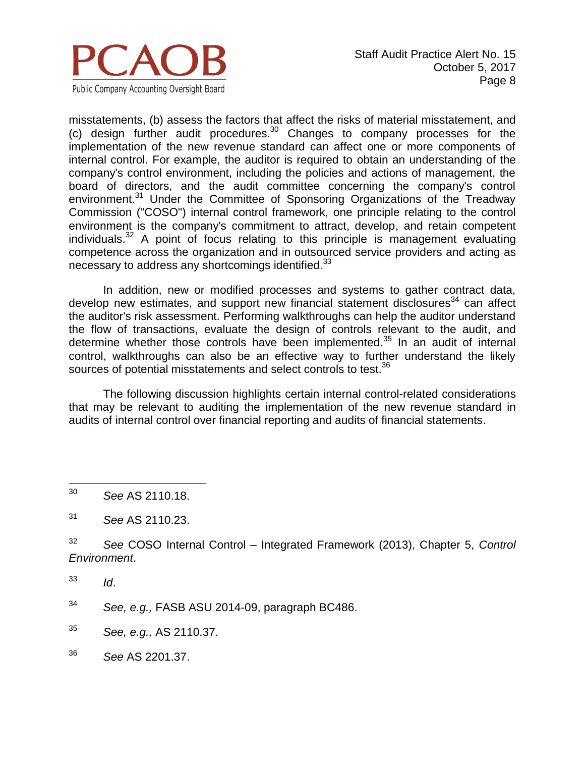misstatements, (b) assess the factors that affect the risks of material misstatement, and (c) design further audit procedures.[30] Changes to company processes for the implementation of the new revenue standard can affect one or more components of internal control. For example, the auditor is required to obtain an understanding of the company's control environment, including the policies and actions of management, the board of directors, and the audit committee concerning the company's control environment.[31] Under the Committee of Sponsoring Organizations of the Treadway Commission ("COSO") internal control framework, one principle relating to the control environment is the company's commitment to attract, develop, and retain competent individuals.[32] A point of focus relating to this principle is management evaluating competence across the organization and in outsourced service providers and acting as necessary to address any shortcomings identified.[33]

In addition, new or modified processes and systems to gather contract data, develop new estimates, and support new financial statement disclosures[34] can affect the auditor's risk assessment. Performing walkthroughs can help the auditor understand the flow of transactions, evaluate the design of controls relevant to the audit, and determine whether those controls have been implemented.[35] In an audit of internal control, walkthroughs can also be an effective way to further understand the likely sources of potential misstatements and select controls to test.[36]

The following discussion highlights certain internal control-related considerations that may be relevant to auditing the implementation of the new revenue standard in audits of internal control over financial reporting and audits of financial statements.

---

[30] *See* AS 2110.18.

[31] *See* AS 2110.23.

[32] *See* COSO Internal Control – Integrated Framework (2013), Chapter 5, *Control Environment*.

[33] *Id*.

[34] *See, e.g.,* FASB ASU 2014-09, paragraph BC486.

[35] *See, e.g.,* AS 2110.37.

[36] *See* AS 2201.37.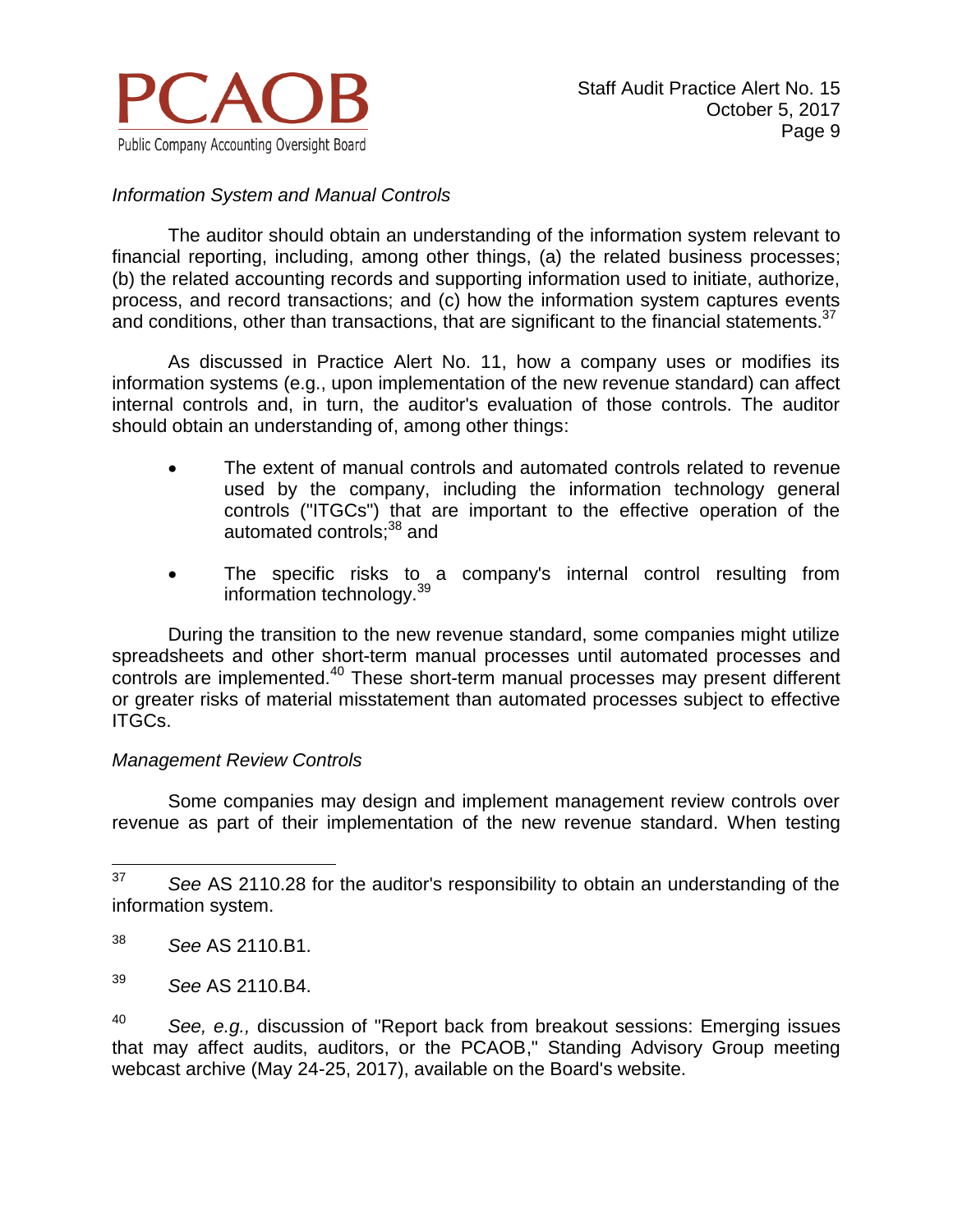*Information System and Manual Controls*

The auditor should obtain an understanding of the information system relevant to financial reporting, including, among other things, (a) the related business processes; (b) the related accounting records and supporting information used to initiate, authorize, process, and record transactions; and (c) how the information system captures events and conditions, other than transactions, that are significant to the financial statements.[37]

As discussed in Practice Alert No. 11, how a company uses or modifies its information systems (e.g., upon implementation of the new revenue standard) can affect internal controls and, in turn, the auditor's evaluation of those controls. The auditor should obtain an understanding of, among other things:

- The extent of manual controls and automated controls related to revenue used by the company, including the information technology general controls ("ITGCs") that are important to the effective operation of the automated controls;[38] and
- The specific risks to a company's internal control resulting from information technology.[39]

During the transition to the new revenue standard, some companies might utilize spreadsheets and other short-term manual processes until automated processes and controls are implemented.[40] These short-term manual processes may present different or greater risks of material misstatement than automated processes subject to effective ITGCs.

*Management Review Controls*

Some companies may design and implement management review controls over revenue as part of their implementation of the new revenue standard. When testing

---

[37] *See* AS 2110.28 for the auditor's responsibility to obtain an understanding of the information system.

[38] *See* AS 2110.B1.

[39] *See* AS 2110.B4.

[40] *See, e.g.,* discussion of "Report back from breakout sessions: Emerging issues that may affect audits, auditors, or the PCAOB," Standing Advisory Group meeting webcast archive (May 24-25, 2017), available on the Board's website.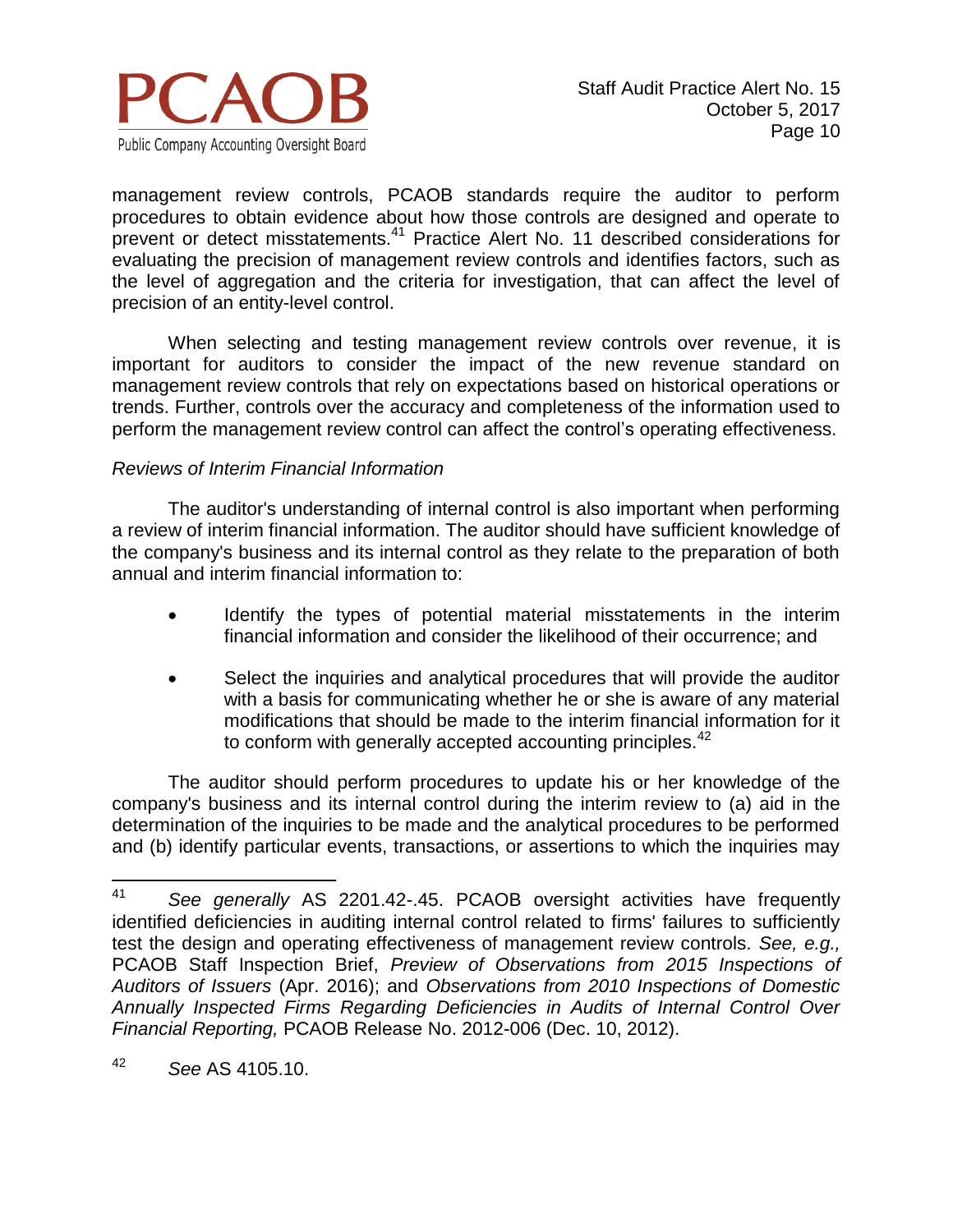management review controls, PCAOB standards require the auditor to perform procedures to obtain evidence about how those controls are designed and operate to prevent or detect misstatements.[41] Practice Alert No. 11 described considerations for evaluating the precision of management review controls and identifies factors, such as the level of aggregation and the criteria for investigation, that can affect the level of precision of an entity-level control.

When selecting and testing management review controls over revenue, it is important for auditors to consider the impact of the new revenue standard on management review controls that rely on expectations based on historical operations or trends. Further, controls over the accuracy and completeness of the information used to perform the management review control can affect the control's operating effectiveness.

*Reviews of Interim Financial Information*

The auditor's understanding of internal control is also important when performing a review of interim financial information. The auditor should have sufficient knowledge of the company's business and its internal control as they relate to the preparation of both annual and interim financial information to:

- Identify the types of potential material misstatements in the interim financial information and consider the likelihood of their occurrence; and
- Select the inquiries and analytical procedures that will provide the auditor with a basis for communicating whether he or she is aware of any material modifications that should be made to the interim financial information for it to conform with generally accepted accounting principles.[42]

The auditor should perform procedures to update his or her knowledge of the company's business and its internal control during the interim review to (a) aid in the determination of the inquiries to be made and the analytical procedures to be performed and (b) identify particular events, transactions, or assertions to which the inquiries may

---

[41] *See generally* AS 2201.42-.45. PCAOB oversight activities have frequently identified deficiencies in auditing internal control related to firms' failures to sufficiently test the design and operating effectiveness of management review controls. *See, e.g.,* PCAOB Staff Inspection Brief, *Preview of Observations from 2015 Inspections of Auditors of Issuers* (Apr. 2016); and *Observations from 2010 Inspections of Domestic Annually Inspected Firms Regarding Deficiencies in Audits of Internal Control Over Financial Reporting,* PCAOB Release No. 2012-006 (Dec. 10, 2012).

[42] *See* AS 4105.10.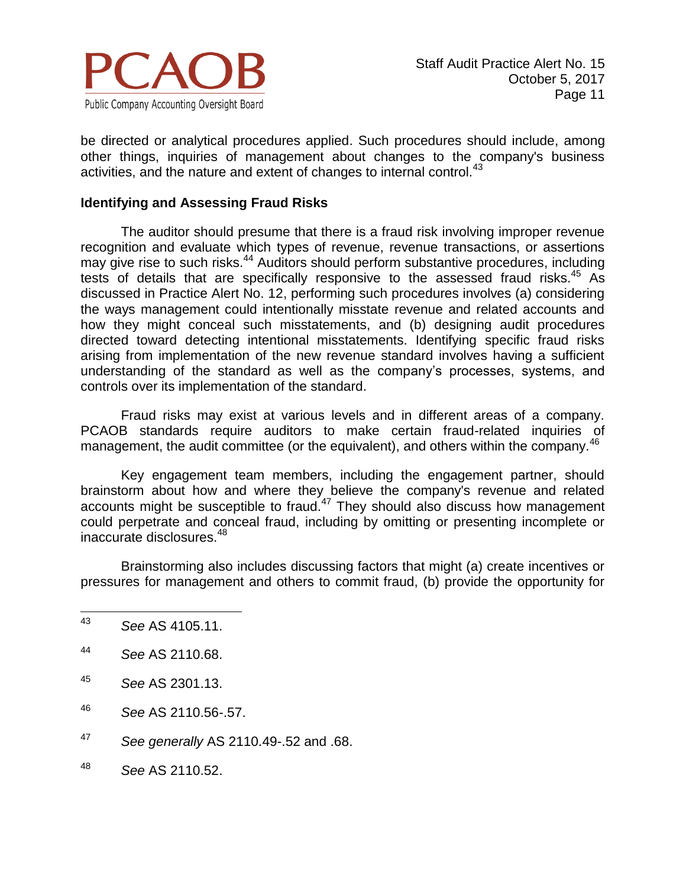be directed or analytical procedures applied. Such procedures should include, among other things, inquiries of management about changes to the company's business activities, and the nature and extent of changes to internal control.[43]

**Identifying and Assessing Fraud Risks**

The auditor should presume that there is a fraud risk involving improper revenue recognition and evaluate which types of revenue, revenue transactions, or assertions may give rise to such risks.[44] Auditors should perform substantive procedures, including tests of details that are specifically responsive to the assessed fraud risks.[45] As discussed in Practice Alert No. 12, performing such procedures involves (a) considering the ways management could intentionally misstate revenue and related accounts and how they might conceal such misstatements, and (b) designing audit procedures directed toward detecting intentional misstatements. Identifying specific fraud risks arising from implementation of the new revenue standard involves having a sufficient understanding of the standard as well as the company's processes, systems, and controls over its implementation of the standard.

Fraud risks may exist at various levels and in different areas of a company. PCAOB standards require auditors to make certain fraud-related inquiries of management, the audit committee (or the equivalent), and others within the company.[46]

Key engagement team members, including the engagement partner, should brainstorm about how and where they believe the company's revenue and related accounts might be susceptible to fraud.[47] They should also discuss how management could perpetrate and conceal fraud, including by omitting or presenting incomplete or inaccurate disclosures.[48]

Brainstorming also includes discussing factors that might (a) create incentives or pressures for management and others to commit fraud, (b) provide the opportunity for

---

[43] *See* AS 4105.11.

[44] *See* AS 2110.68.

[45] *See* AS 2301.13.

[46] *See* AS 2110.56-.57.

[47] *See generally* AS 2110.49-.52 and .68.

[48] *See* AS 2110.52.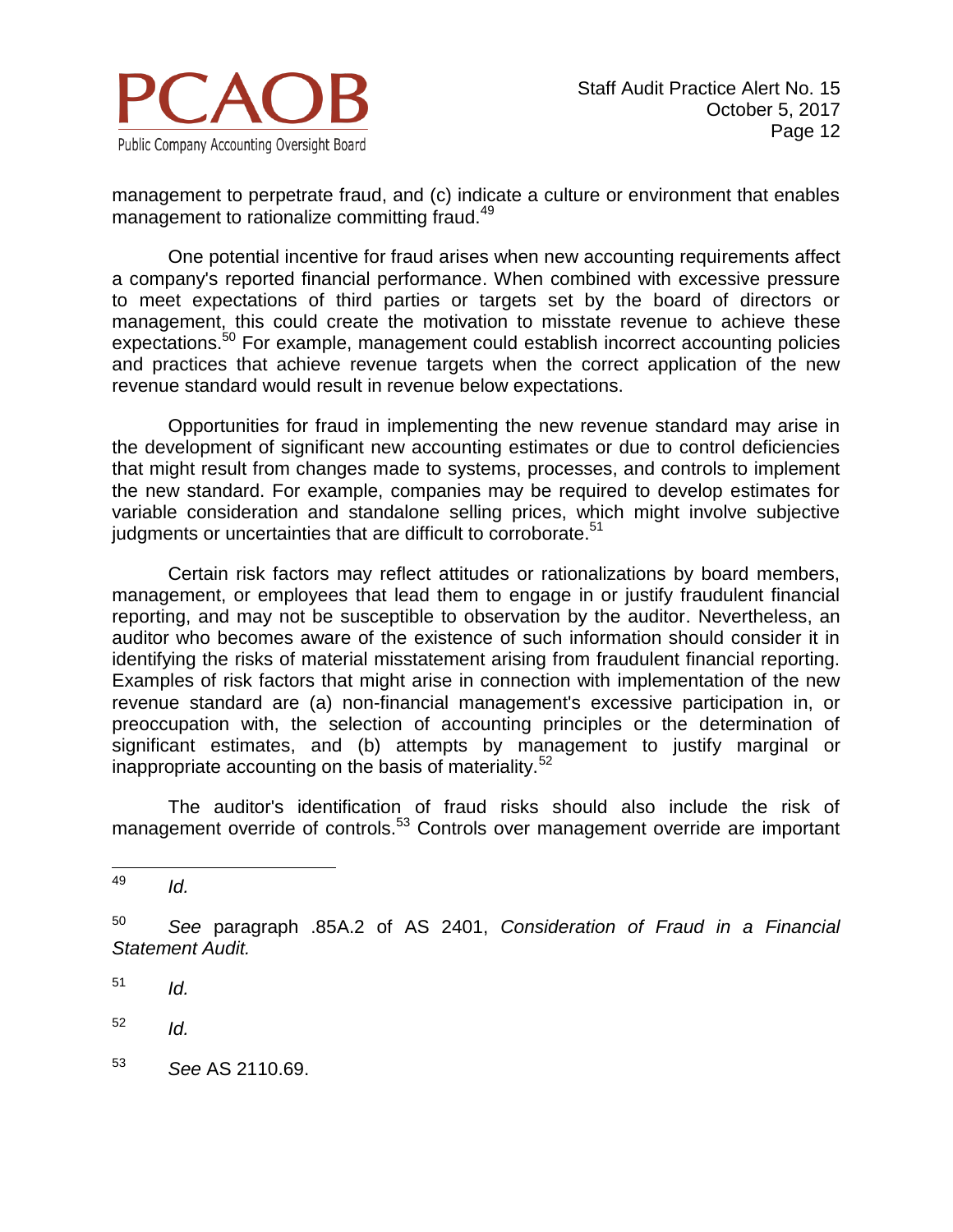management to perpetrate fraud, and (c) indicate a culture or environment that enables management to rationalize committing fraud.[49]

One potential incentive for fraud arises when new accounting requirements affect a company's reported financial performance. When combined with excessive pressure to meet expectations of third parties or targets set by the board of directors or management, this could create the motivation to misstate revenue to achieve these expectations.[50] For example, management could establish incorrect accounting policies and practices that achieve revenue targets when the correct application of the new revenue standard would result in revenue below expectations.

Opportunities for fraud in implementing the new revenue standard may arise in the development of significant new accounting estimates or due to control deficiencies that might result from changes made to systems, processes, and controls to implement the new standard. For example, companies may be required to develop estimates for variable consideration and standalone selling prices, which might involve subjective judgments or uncertainties that are difficult to corroborate.[51]

Certain risk factors may reflect attitudes or rationalizations by board members, management, or employees that lead them to engage in or justify fraudulent financial reporting, and may not be susceptible to observation by the auditor. Nevertheless, an auditor who becomes aware of the existence of such information should consider it in identifying the risks of material misstatement arising from fraudulent financial reporting. Examples of risk factors that might arise in connection with implementation of the new revenue standard are (a) non-financial management's excessive participation in, or preoccupation with, the selection of accounting principles or the determination of significant estimates, and (b) attempts by management to justify marginal or inappropriate accounting on the basis of materiality.[52]

The auditor's identification of fraud risks should also include the risk of management override of controls.[53] Controls over management override are important

---

[49] *Id.*

[50] *See* paragraph .85A.2 of AS 2401, *Consideration of Fraud in a Financial Statement Audit.*

[51] *Id.*

[52] *Id.*

[53] *See* AS 2110.69.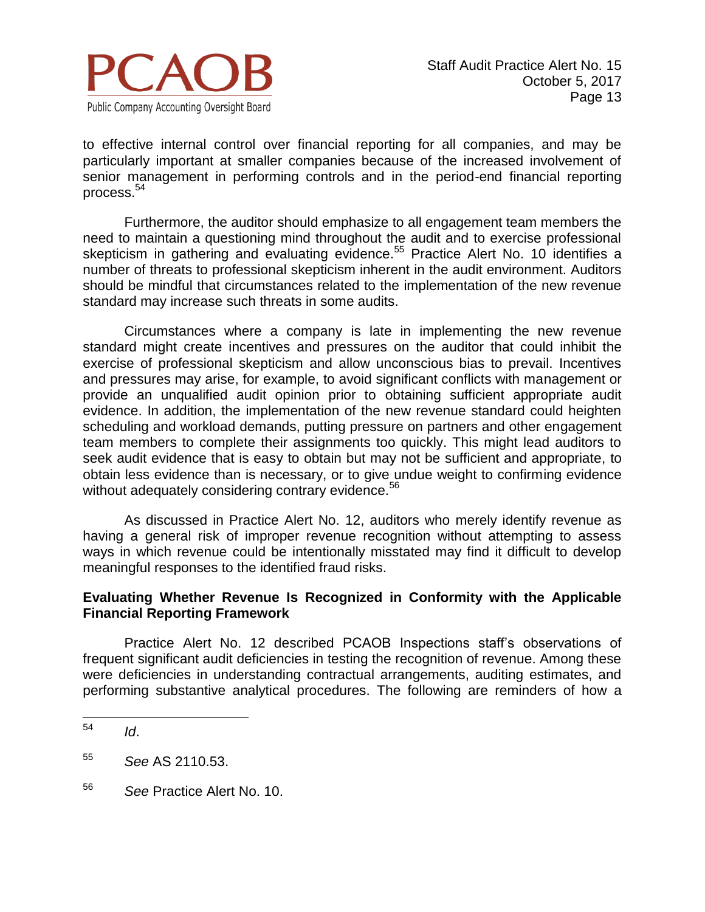to effective internal control over financial reporting for all companies, and may be particularly important at smaller companies because of the increased involvement of senior management in performing controls and in the period-end financial reporting process.[54]

Furthermore, the auditor should emphasize to all engagement team members the need to maintain a questioning mind throughout the audit and to exercise professional skepticism in gathering and evaluating evidence.[55] Practice Alert No. 10 identifies a number of threats to professional skepticism inherent in the audit environment. Auditors should be mindful that circumstances related to the implementation of the new revenue standard may increase such threats in some audits.

Circumstances where a company is late in implementing the new revenue standard might create incentives and pressures on the auditor that could inhibit the exercise of professional skepticism and allow unconscious bias to prevail. Incentives and pressures may arise, for example, to avoid significant conflicts with management or provide an unqualified audit opinion prior to obtaining sufficient appropriate audit evidence. In addition, the implementation of the new revenue standard could heighten scheduling and workload demands, putting pressure on partners and other engagement team members to complete their assignments too quickly. This might lead auditors to seek audit evidence that is easy to obtain but may not be sufficient and appropriate, to obtain less evidence than is necessary, or to give undue weight to confirming evidence without adequately considering contrary evidence.[56]

As discussed in Practice Alert No. 12, auditors who merely identify revenue as having a general risk of improper revenue recognition without attempting to assess ways in which revenue could be intentionally misstated may find it difficult to develop meaningful responses to the identified fraud risks.

**Evaluating Whether Revenue Is Recognized in Conformity with the Applicable Financial Reporting Framework**

Practice Alert No. 12 described PCAOB Inspections staff's observations of frequent significant audit deficiencies in testing the recognition of revenue. Among these were deficiencies in understanding contractual arrangements, auditing estimates, and performing substantive analytical procedures. The following are reminders of how a

---

[54] *Id*.

[55] *See* AS 2110.53.

[56] *See* Practice Alert No. 10.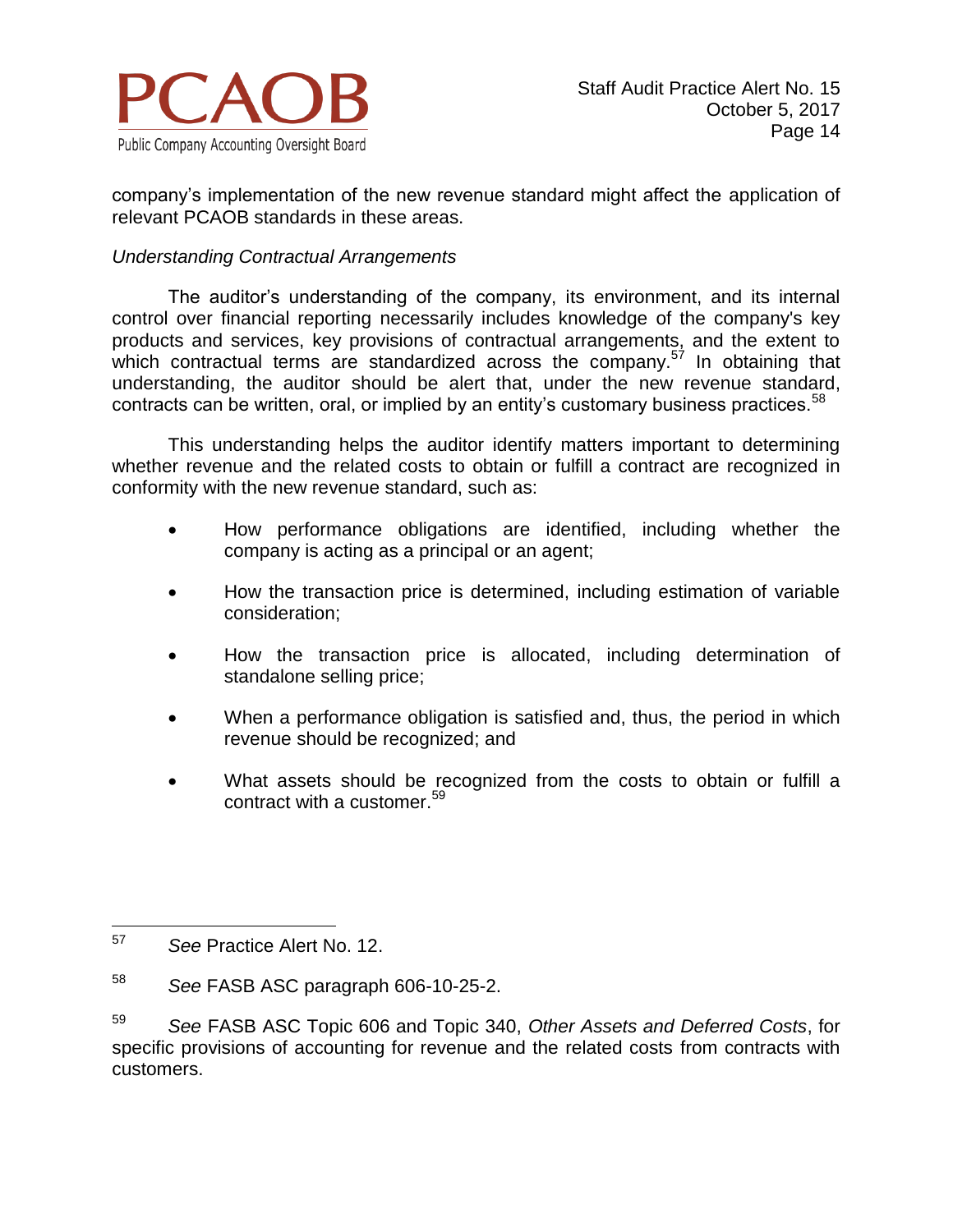company's implementation of the new revenue standard might affect the application of relevant PCAOB standards in these areas.

*Understanding Contractual Arrangements*

The auditor's understanding of the company, its environment, and its internal control over financial reporting necessarily includes knowledge of the company's key products and services, key provisions of contractual arrangements, and the extent to which contractual terms are standardized across the company.[57] In obtaining that understanding, the auditor should be alert that, under the new revenue standard, contracts can be written, oral, or implied by an entity's customary business practices.[58]

This understanding helps the auditor identify matters important to determining whether revenue and the related costs to obtain or fulfill a contract are recognized in conformity with the new revenue standard, such as:

- How performance obligations are identified, including whether the company is acting as a principal or an agent;
- How the transaction price is determined, including estimation of variable consideration;
- How the transaction price is allocated, including determination of standalone selling price;
- When a performance obligation is satisfied and, thus, the period in which revenue should be recognized; and
- What assets should be recognized from the costs to obtain or fulfill a contract with a customer.[59]

---

[57] *See* Practice Alert No. 12.

[58] *See* FASB ASC paragraph 606-10-25-2.

[59] *See* FASB ASC Topic 606 and Topic 340, *Other Assets and Deferred Costs*, for specific provisions of accounting for revenue and the related costs from contracts with customers.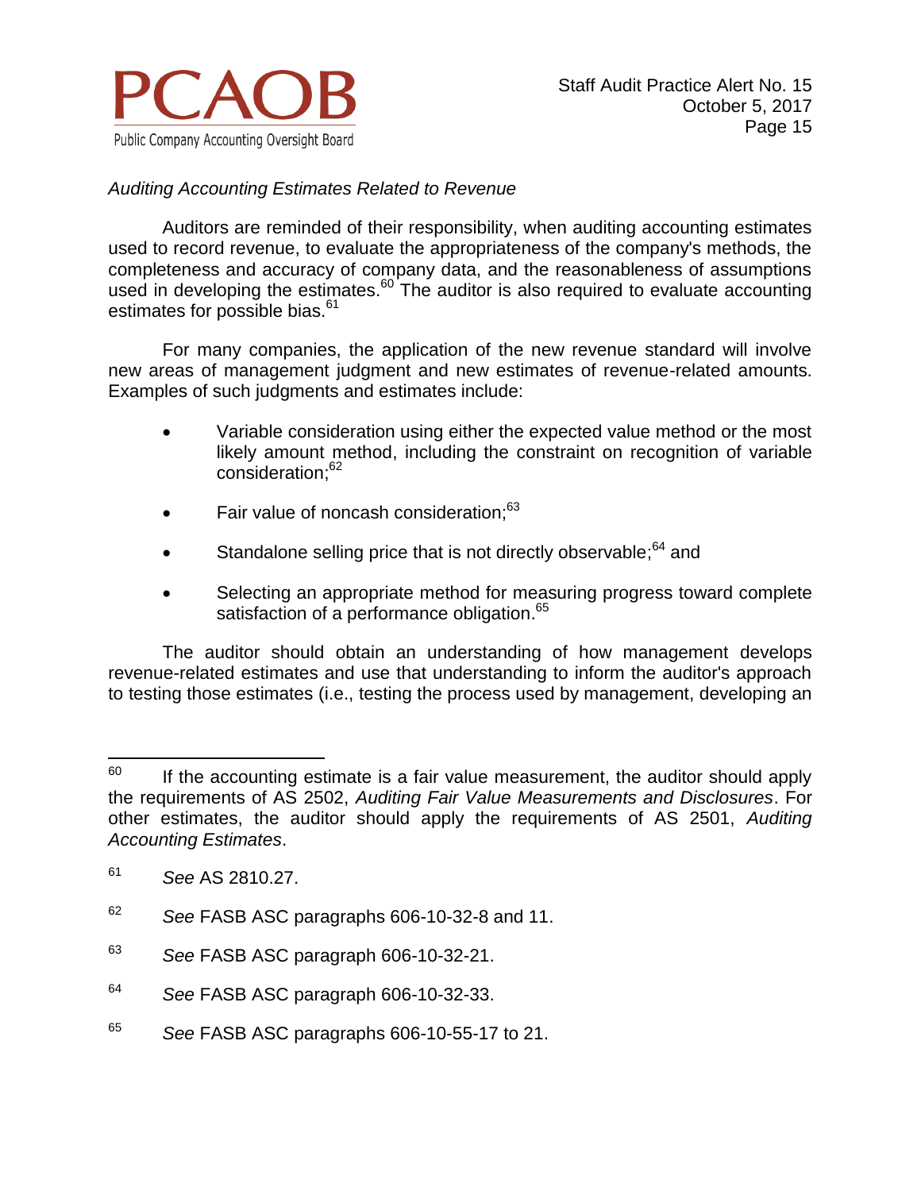*Auditing Accounting Estimates Related to Revenue*

Auditors are reminded of their responsibility, when auditing accounting estimates used to record revenue, to evaluate the appropriateness of the company's methods, the completeness and accuracy of company data, and the reasonableness of assumptions used in developing the estimates.[60] The auditor is also required to evaluate accounting estimates for possible bias.[61]

For many companies, the application of the new revenue standard will involve new areas of management judgment and new estimates of revenue-related amounts. Examples of such judgments and estimates include:

- Variable consideration using either the expected value method or the most likely amount method, including the constraint on recognition of variable consideration;[62]
- Fair value of noncash consideration;[63]
- Standalone selling price that is not directly observable;[64] and
- Selecting an appropriate method for measuring progress toward complete satisfaction of a performance obligation.[65]

The auditor should obtain an understanding of how management develops revenue-related estimates and use that understanding to inform the auditor's approach to testing those estimates (i.e., testing the process used by management, developing an

---

[60] If the accounting estimate is a fair value measurement, the auditor should apply the requirements of AS 2502, *Auditing Fair Value Measurements and Disclosures*. For other estimates, the auditor should apply the requirements of AS 2501, *Auditing Accounting Estimates*.

[61] *See* AS 2810.27.

[62] *See* FASB ASC paragraphs 606-10-32-8 and 11.

[63] *See* FASB ASC paragraph 606-10-32-21.

[64] *See* FASB ASC paragraph 606-10-32-33.

[65] *See* FASB ASC paragraphs 606-10-55-17 to 21.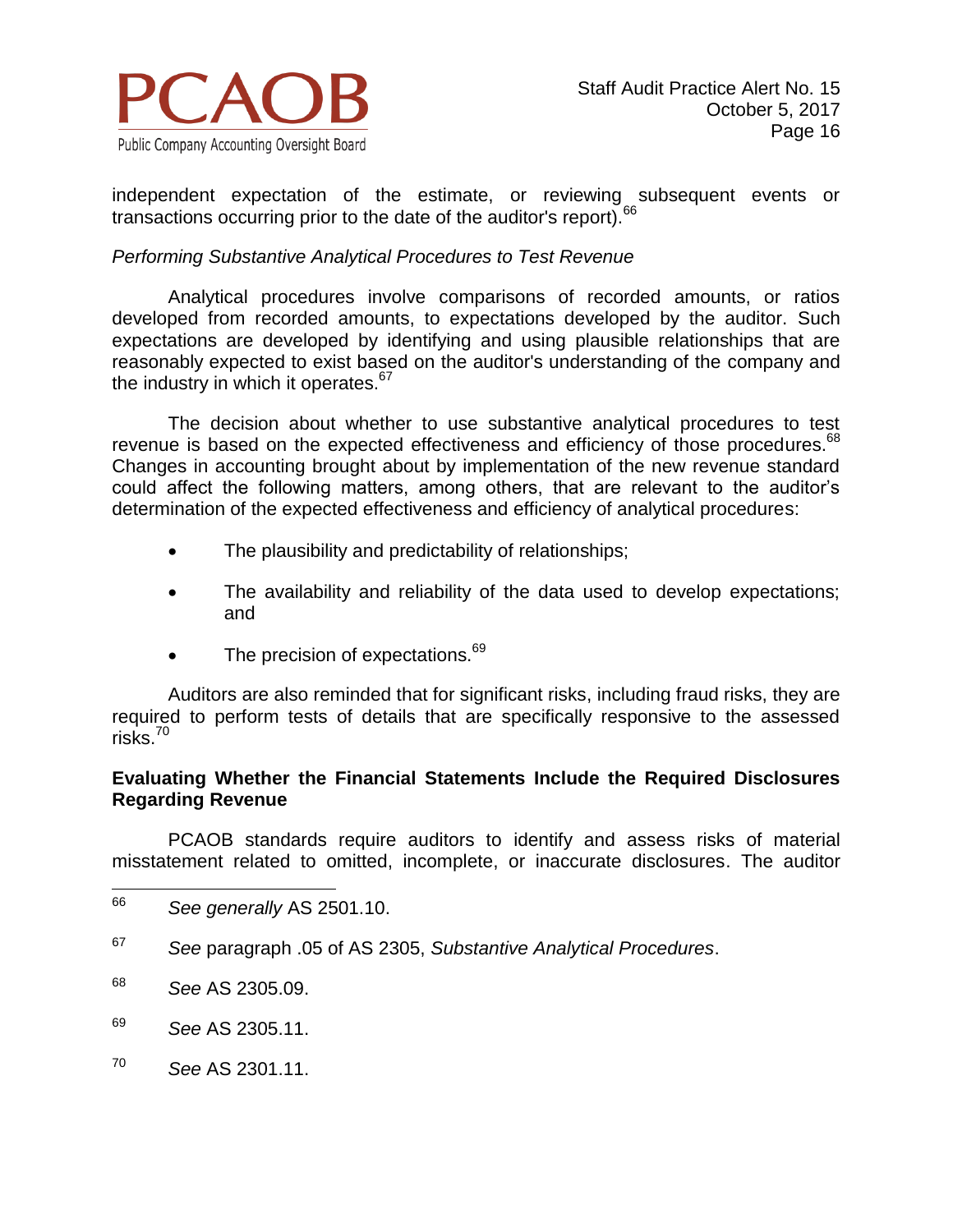independent expectation of the estimate, or reviewing subsequent events or transactions occurring prior to the date of the auditor's report).[66]

*Performing Substantive Analytical Procedures to Test Revenue*

Analytical procedures involve comparisons of recorded amounts, or ratios developed from recorded amounts, to expectations developed by the auditor. Such expectations are developed by identifying and using plausible relationships that are reasonably expected to exist based on the auditor's understanding of the company and the industry in which it operates.[67]

The decision about whether to use substantive analytical procedures to test revenue is based on the expected effectiveness and efficiency of those procedures.[68] Changes in accounting brought about by implementation of the new revenue standard could affect the following matters, among others, that are relevant to the auditor's determination of the expected effectiveness and efficiency of analytical procedures:

- The plausibility and predictability of relationships;
- The availability and reliability of the data used to develop expectations; and
- The precision of expectations.[69]

Auditors are also reminded that for significant risks, including fraud risks, they are required to perform tests of details that are specifically responsive to the assessed risks.[70]

**Evaluating Whether the Financial Statements Include the Required Disclosures Regarding Revenue**

PCAOB standards require auditors to identify and assess risks of material misstatement related to omitted, incomplete, or inaccurate disclosures. The auditor

---

[66] *See generally* AS 2501.10.

[67] *See* paragraph .05 of AS 2305, *Substantive Analytical Procedures*.

[68] *See* AS 2305.09.

[69] *See* AS 2305.11.

[70] *See* AS 2301.11.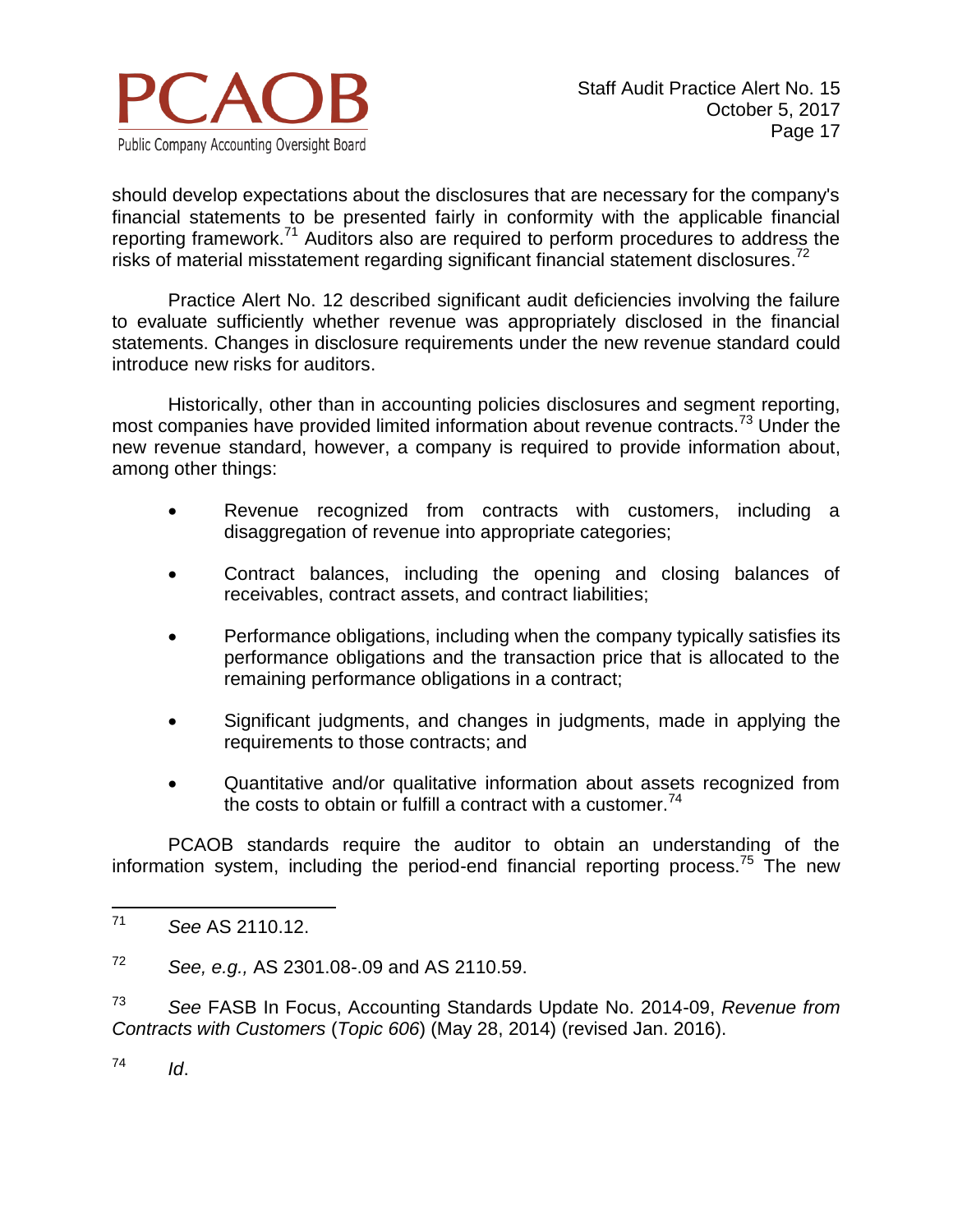should develop expectations about the disclosures that are necessary for the company's financial statements to be presented fairly in conformity with the applicable financial reporting framework.[71] Auditors also are required to perform procedures to address the risks of material misstatement regarding significant financial statement disclosures.[72]

Practice Alert No. 12 described significant audit deficiencies involving the failure to evaluate sufficiently whether revenue was appropriately disclosed in the financial statements. Changes in disclosure requirements under the new revenue standard could introduce new risks for auditors.

Historically, other than in accounting policies disclosures and segment reporting, most companies have provided limited information about revenue contracts.[73] Under the new revenue standard, however, a company is required to provide information about, among other things:

- Revenue recognized from contracts with customers, including a disaggregation of revenue into appropriate categories;
- Contract balances, including the opening and closing balances of receivables, contract assets, and contract liabilities;
- Performance obligations, including when the company typically satisfies its performance obligations and the transaction price that is allocated to the remaining performance obligations in a contract;
- Significant judgments, and changes in judgments, made in applying the requirements to those contracts; and
- Quantitative and/or qualitative information about assets recognized from the costs to obtain or fulfill a contract with a customer.[74]

PCAOB standards require the auditor to obtain an understanding of the information system, including the period-end financial reporting process.[75] The new

---

[71] *See* AS 2110.12.

[72] *See, e.g.,* AS 2301.08-.09 and AS 2110.59.

[73] *See* FASB In Focus, Accounting Standards Update No. 2014-09, *Revenue from Contracts with Customers* (*Topic 606*) (May 28, 2014) (revised Jan. 2016).

[74] *Id*.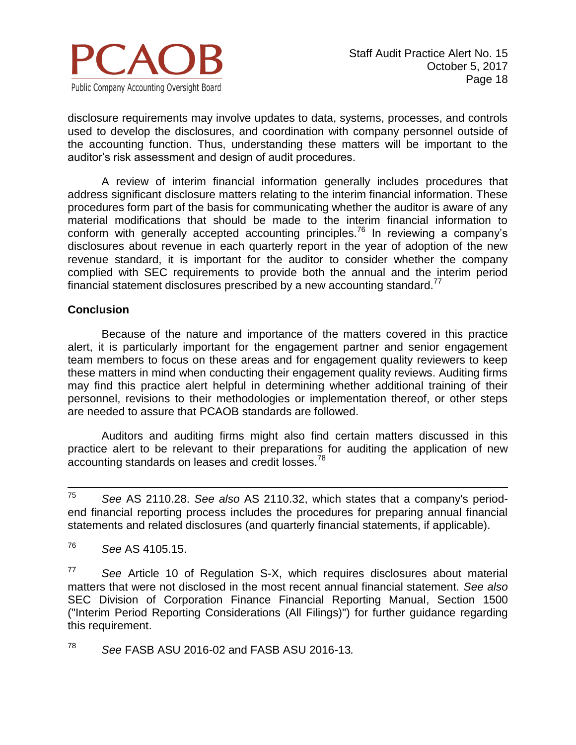disclosure requirements may involve updates to data, systems, processes, and controls used to develop the disclosures, and coordination with company personnel outside of the accounting function. Thus, understanding these matters will be important to the auditor's risk assessment and design of audit procedures.

A review of interim financial information generally includes procedures that address significant disclosure matters relating to the interim financial information. These procedures form part of the basis for communicating whether the auditor is aware of any material modifications that should be made to the interim financial information to conform with generally accepted accounting principles.[76] In reviewing a company's disclosures about revenue in each quarterly report in the year of adoption of the new revenue standard, it is important for the auditor to consider whether the company complied with SEC requirements to provide both the annual and the interim period financial statement disclosures prescribed by a new accounting standard.[77]

**Conclusion**

Because of the nature and importance of the matters covered in this practice alert, it is particularly important for the engagement partner and senior engagement team members to focus on these areas and for engagement quality reviewers to keep these matters in mind when conducting their engagement quality reviews. Auditing firms may find this practice alert helpful in determining whether additional training of their personnel, revisions to their methodologies or implementation thereof, or other steps are needed to assure that PCAOB standards are followed.

Auditors and auditing firms might also find certain matters discussed in this practice alert to be relevant to their preparations for auditing the application of new accounting standards on leases and credit losses.[78]

---

[75] *See* AS 2110.28. *See also* AS 2110.32, which states that a company's period-end financial reporting process includes the procedures for preparing annual financial statements and related disclosures (and quarterly financial statements, if applicable).

[76] *See* AS 4105.15.

[77] *See* Article 10 of Regulation S-X, which requires disclosures about material matters that were not disclosed in the most recent annual financial statement. *See also* SEC Division of Corporation Finance Financial Reporting Manual, Section 1500 ("Interim Period Reporting Considerations (All Filings)") for further guidance regarding this requirement.

[78] *See* FASB ASU 2016-02 and FASB ASU 2016-13*.*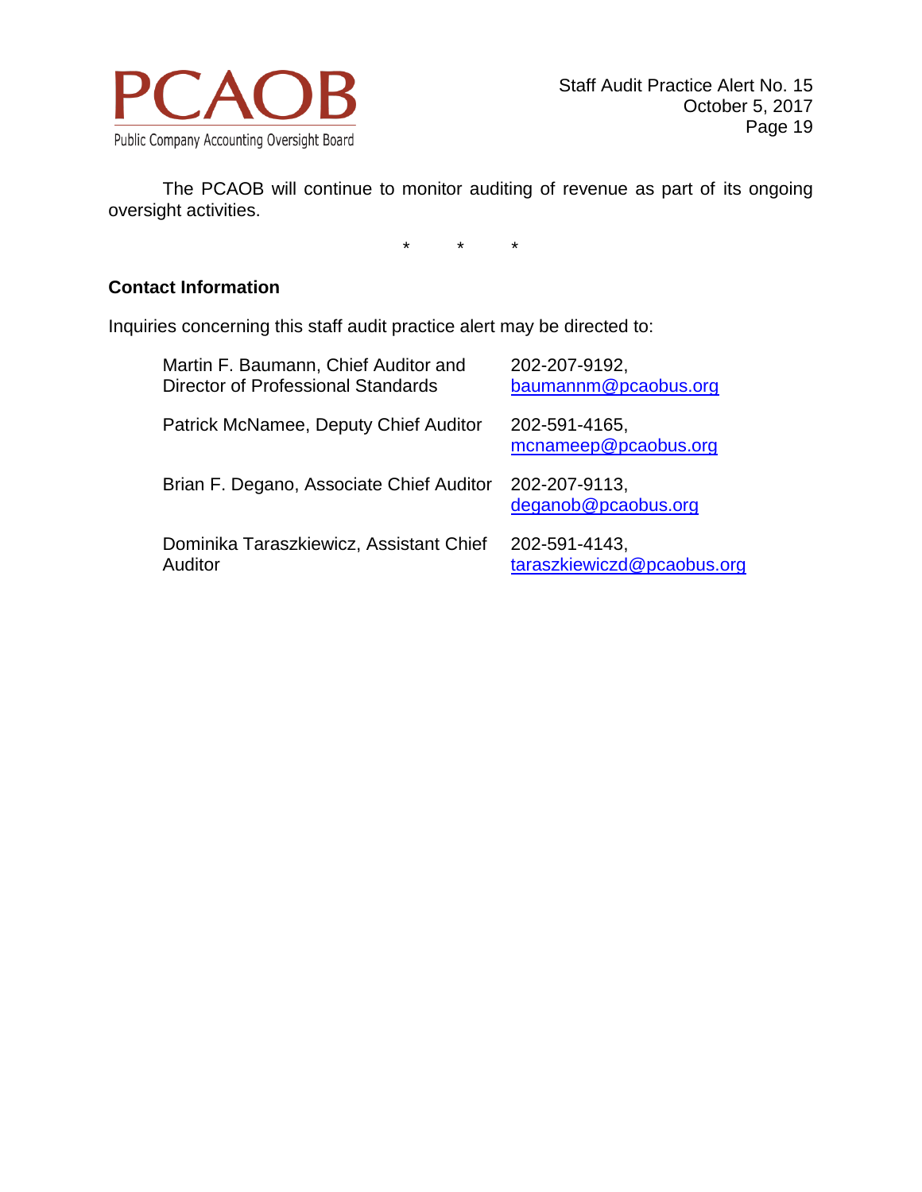The PCAOB will continue to monitor auditing of revenue as part of its ongoing oversight activities.

\*　　\*　　\*

**Contact Information**

Inquiries concerning this staff audit practice alert may be directed to:

| | |
|---|---|
| Martin F. Baumann, Chief Auditor and Director of Professional Standards | 202-207-9192, baumannm@pcaobus.org |
| Patrick McNamee, Deputy Chief Auditor | 202-591-4165, mcnameep@pcaobus.org |
| Brian F. Degano, Associate Chief Auditor | 202-207-9113, deganob@pcaobus.org |
| Dominika Taraszkiewicz, Assistant Chief Auditor | 202-591-4143, taraszkiewiczd@pcaobus.org |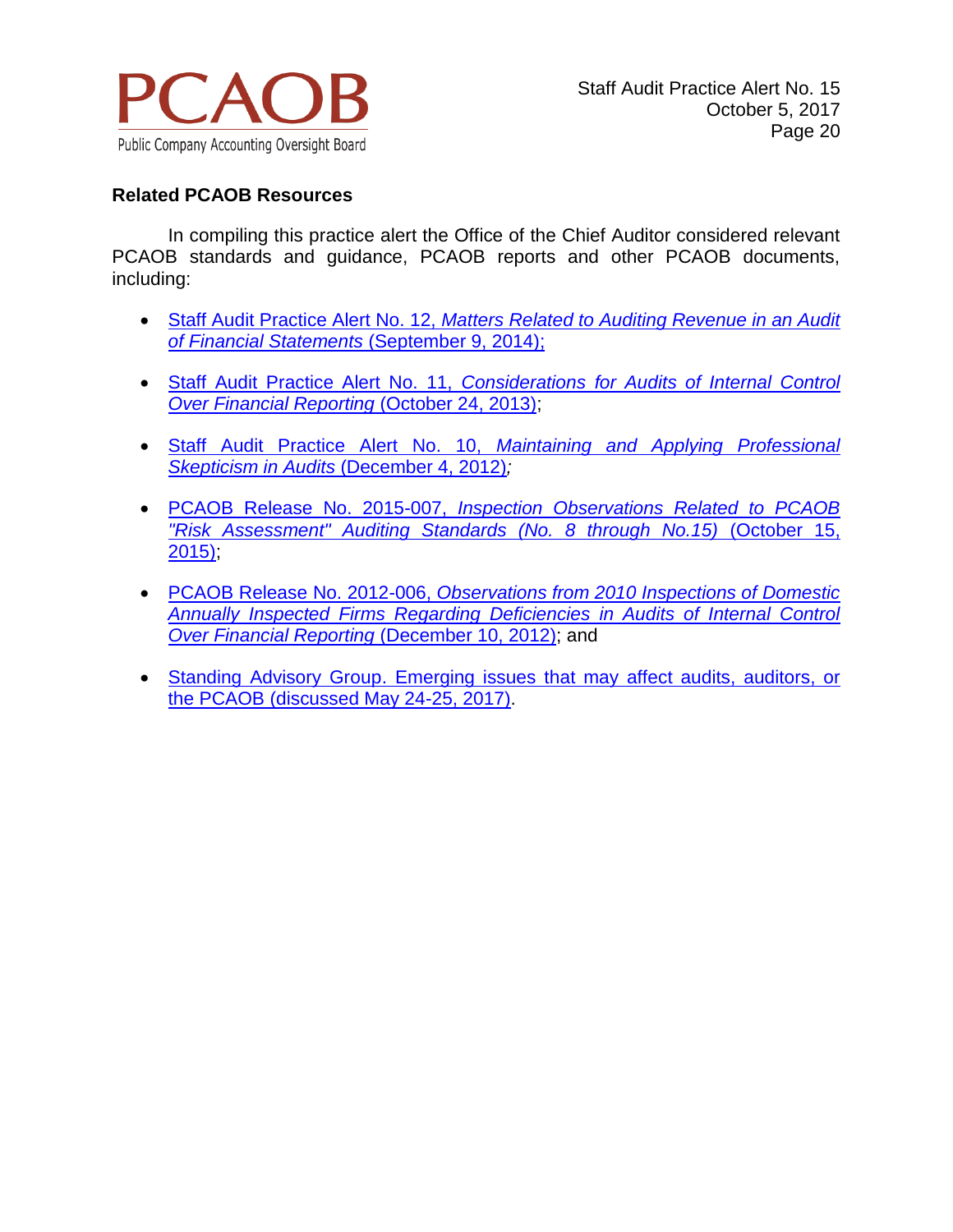**Related PCAOB Resources**

In compiling this practice alert the Office of the Chief Auditor considered relevant PCAOB standards and guidance, PCAOB reports and other PCAOB documents, including:

- Staff Audit Practice Alert No. 12, *Matters Related to Auditing Revenue in an Audit of Financial Statements* (September 9, 2014);
- Staff Audit Practice Alert No. 11, *Considerations for Audits of Internal Control Over Financial Reporting* (October 24, 2013);
- Staff Audit Practice Alert No. 10, *Maintaining and Applying Professional Skepticism in Audits* (December 4, 2012)*;*
- PCAOB Release No. 2015-007, *Inspection Observations Related to PCAOB "Risk Assessment" Auditing Standards (No. 8 through No.15)* (October 15, 2015);
- PCAOB Release No. 2012-006, *Observations from 2010 Inspections of Domestic Annually Inspected Firms Regarding Deficiencies in Audits of Internal Control Over Financial Reporting* (December 10, 2012); and
- Standing Advisory Group. Emerging issues that may affect audits, auditors, or the PCAOB (discussed May 24-25, 2017).